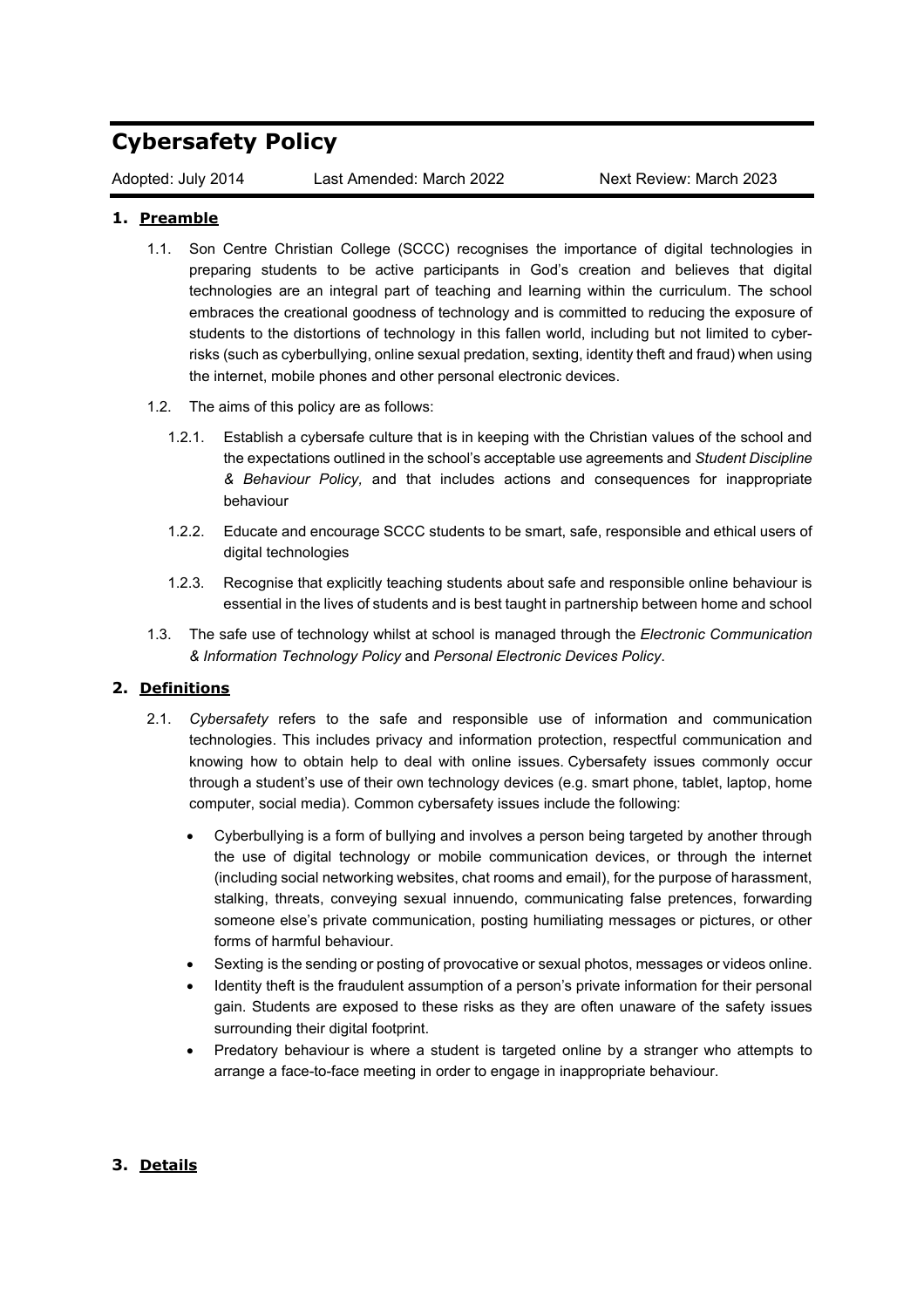# Cybersafety Policy

Adopted: July 2014 Last Amended: March 2022 Next Review: March 2023

## 1. Preamble

1.1. Son Centre Christian College (SCCC) recognises the importance of digital technologies in preparing students to be active participants in God's creation and believes that digital technologies are an integral part of teaching and learning within the curriculum. The school embraces the creational goodness of technology and is committed to reducing the exposure of students to the distortions of technology in this fallen world, including but not limited to cyber-risks (such as cyberbullying, online sexual predation, sexting, identity theft and fraud) when using the internet, mobile phones and other personal electronic devices.

1.2. The aims of this policy are as follows:

1.2.1. Establish a cybersafe culture that is in keeping with the Christian values of the school and the expectations outlined in the school's acceptable use agreements and *Student Discipline & Behaviour Policy,* and that includes actions and consequences for inappropriate behaviour

1.2.2. Educate and encourage SCCC students to be smart, safe, responsible and ethical users of digital technologies

1.2.3. Recognise that explicitly teaching students about safe and responsible online behaviour is essential in the lives of students and is best taught in partnership between home and school

1.3. The safe use of technology whilst at school is managed through the *Electronic Communication & Information Technology Policy* and *Personal Electronic Devices Policy*.

## 2. Definitions

2.1. *Cybersafety* refers to the safe and responsible use of information and communication technologies. This includes privacy and information protection, respectful communication and knowing how to obtain help to deal with online issues. Cybersafety issues commonly occur through a student's use of their own technology devices (e.g. smart phone, tablet, laptop, home computer, social media). Common cybersafety issues include the following:

- Cyberbullying is a form of bullying and involves a person being targeted by another through the use of digital technology or mobile communication devices, or through the internet (including social networking websites, chat rooms and email), for the purpose of harassment, stalking, threats, conveying sexual innuendo, communicating false pretences, forwarding someone else's private communication, posting humiliating messages or pictures, or other forms of harmful behaviour.
- Sexting is the sending or posting of provocative or sexual photos, messages or videos online.
- Identity theft is the fraudulent assumption of a person's private information for their personal gain. Students are exposed to these risks as they are often unaware of the safety issues surrounding their digital footprint.
- Predatory behaviour is where a student is targeted online by a stranger who attempts to arrange a face-to-face meeting in order to engage in inappropriate behaviour.

## 3. Details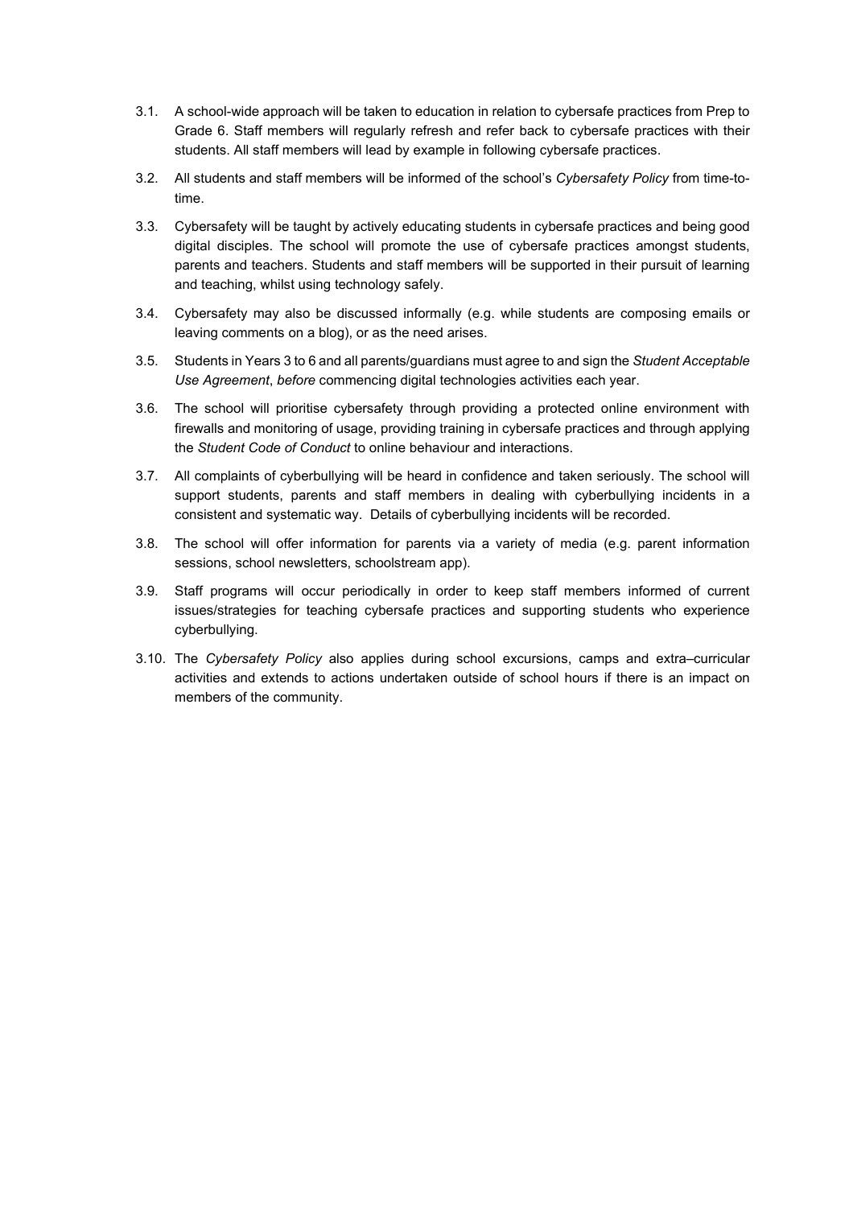3.1. A school-wide approach will be taken to education in relation to cybersafe practices from Prep to Grade 6. Staff members will regularly refresh and refer back to cybersafe practices with their students. All staff members will lead by example in following cybersafe practices.

3.2. All students and staff members will be informed of the school's *Cybersafety Policy* from time-to-time.

3.3. Cybersafety will be taught by actively educating students in cybersafe practices and being good digital disciples. The school will promote the use of cybersafe practices amongst students, parents and teachers. Students and staff members will be supported in their pursuit of learning and teaching, whilst using technology safely.

3.4. Cybersafety may also be discussed informally (e.g. while students are composing emails or leaving comments on a blog), or as the need arises.

3.5. Students in Years 3 to 6 and all parents/guardians must agree to and sign the *Student Acceptable Use Agreement*, *before* commencing digital technologies activities each year.

3.6. The school will prioritise cybersafety through providing a protected online environment with firewalls and monitoring of usage, providing training in cybersafe practices and through applying the *Student Code of Conduct* to online behaviour and interactions.

3.7. All complaints of cyberbullying will be heard in confidence and taken seriously. The school will support students, parents and staff members in dealing with cyberbullying incidents in a consistent and systematic way. Details of cyberbullying incidents will be recorded.

3.8. The school will offer information for parents via a variety of media (e.g. parent information sessions, school newsletters, schoolstream app).

3.9. Staff programs will occur periodically in order to keep staff members informed of current issues/strategies for teaching cybersafe practices and supporting students who experience cyberbullying.

3.10. The *Cybersafety Policy* also applies during school excursions, camps and extra–curricular activities and extends to actions undertaken outside of school hours if there is an impact on members of the community.